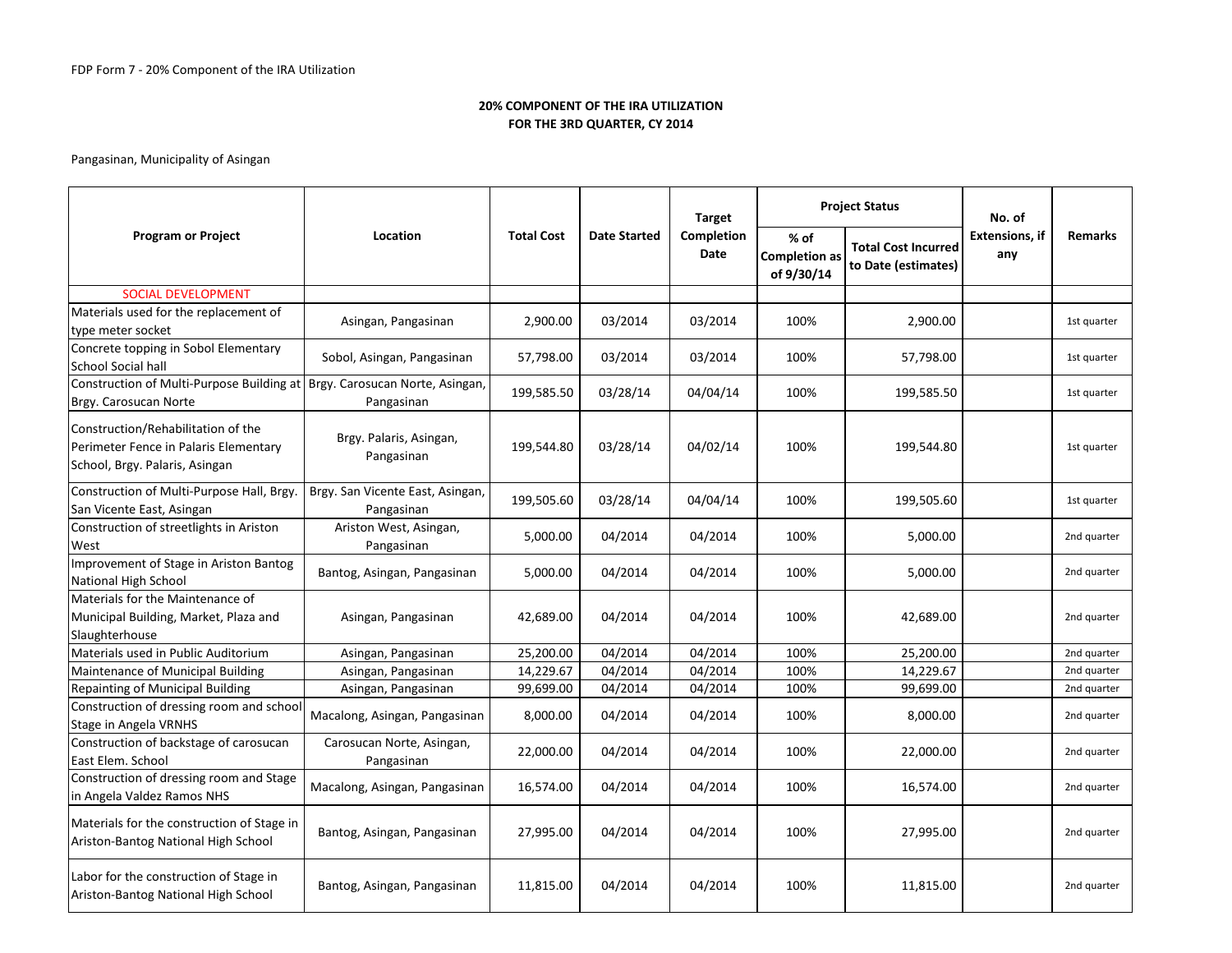FDP Form 7 - 20% Component of the IRA Utilization

**20% COMPONENT OF THE IRA UTILIZATION**
**FOR THE 3RD QUARTER, CY 2014**

Pangasinan, Municipality of Asingan

| Program or Project | Location | Total Cost | Date Started | Target Completion Date | Project Status | | No. of Extensions, if any | Remarks |
|---|---|---|---|---|---|---|---|---|
| | | | | | % of Completion as of 9/30/14 | Total Cost Incurred to Date (estimates) | | |
| SOCIAL DEVELOPMENT | | | | | | | | |
| Materials used for the replacement of type meter socket | Asingan, Pangasinan | 2,900.00 | 03/2014 | 03/2014 | 100% | 2,900.00 | | 1st quarter |
| Concrete topping in Sobol Elementary School Social hall | Sobol, Asingan, Pangasinan | 57,798.00 | 03/2014 | 03/2014 | 100% | 57,798.00 | | 1st quarter |
| Construction of Multi-Purpose Building at Brgy. Carosucan Norte | Brgy. Carosucan Norte, Asingan, Pangasinan | 199,585.50 | 03/28/14 | 04/04/14 | 100% | 199,585.50 | | 1st quarter |
| Construction/Rehabilitation of the Perimeter Fence in Palaris Elementary School, Brgy. Palaris, Asingan | Brgy. Palaris, Asingan, Pangasinan | 199,544.80 | 03/28/14 | 04/02/14 | 100% | 199,544.80 | | 1st quarter |
| Construction of Multi-Purpose Hall, Brgy. San Vicente East, Asingan | Brgy. San Vicente East, Asingan, Pangasinan | 199,505.60 | 03/28/14 | 04/04/14 | 100% | 199,505.60 | | 1st quarter |
| Construction of streetlights in Ariston West | Ariston West, Asingan, Pangasinan | 5,000.00 | 04/2014 | 04/2014 | 100% | 5,000.00 | | 2nd quarter |
| Improvement of Stage in Ariston Bantog National High School | Bantog, Asingan, Pangasinan | 5,000.00 | 04/2014 | 04/2014 | 100% | 5,000.00 | | 2nd quarter |
| Materials for the Maintenance of Municipal Building, Market, Plaza and Slaughterhouse | Asingan, Pangasinan | 42,689.00 | 04/2014 | 04/2014 | 100% | 42,689.00 | | 2nd quarter |
| Materials used in Public Auditorium | Asingan, Pangasinan | 25,200.00 | 04/2014 | 04/2014 | 100% | 25,200.00 | | 2nd quarter |
| Maintenance of Municipal Building | Asingan, Pangasinan | 14,229.67 | 04/2014 | 04/2014 | 100% | 14,229.67 | | 2nd quarter |
| Repainting of Municipal Building | Asingan, Pangasinan | 99,699.00 | 04/2014 | 04/2014 | 100% | 99,699.00 | | 2nd quarter |
| Construction of dressing room and school Stage in Angela VRNHS | Macalong, Asingan, Pangasinan | 8,000.00 | 04/2014 | 04/2014 | 100% | 8,000.00 | | 2nd quarter |
| Construction of backstage of carosucan East Elem. School | Carosucan Norte, Asingan, Pangasinan | 22,000.00 | 04/2014 | 04/2014 | 100% | 22,000.00 | | 2nd quarter |
| Construction of dressing room and Stage in Angela Valdez Ramos NHS | Macalong, Asingan, Pangasinan | 16,574.00 | 04/2014 | 04/2014 | 100% | 16,574.00 | | 2nd quarter |
| Materials for the construction of Stage in Ariston-Bantog National High School | Bantog, Asingan, Pangasinan | 27,995.00 | 04/2014 | 04/2014 | 100% | 27,995.00 | | 2nd quarter |
| Labor for the construction of Stage in Ariston-Bantog National High School | Bantog, Asingan, Pangasinan | 11,815.00 | 04/2014 | 04/2014 | 100% | 11,815.00 | | 2nd quarter |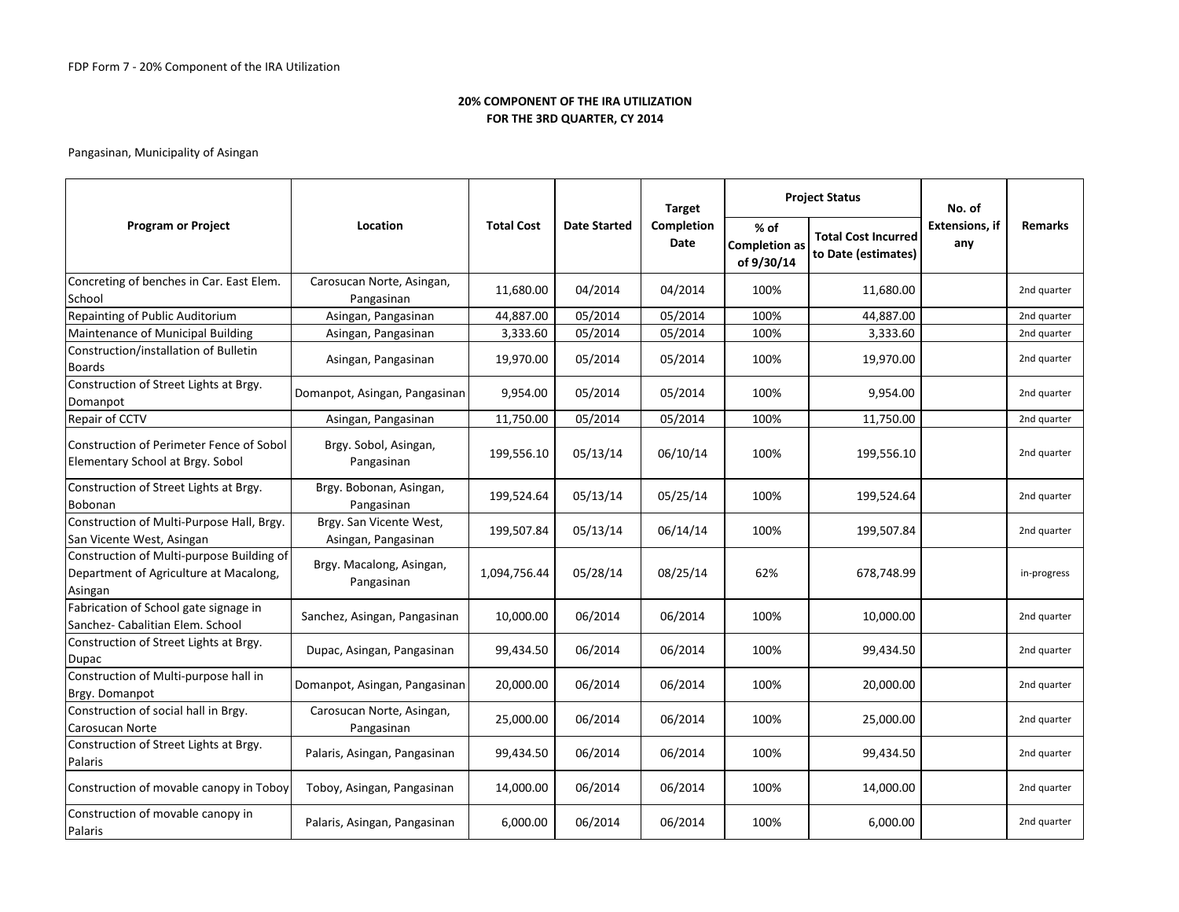FDP Form 7 - 20% Component of the IRA Utilization

## 20% COMPONENT OF THE IRA UTILIZATION
## FOR THE 3RD QUARTER, CY 2014

Pangasinan, Municipality of Asingan

| Program or Project | Location | Total Cost | Date Started | Target Completion Date | Project Status | | No. of Extensions, if any | Remarks |
|---|---|---|---|---|---|---|---|---|
| | | | | | % of Completion as of 9/30/14 | Total Cost Incurred to Date (estimates) | | |
| Concreting of benches in Car. East Elem. School | Carosucan Norte, Asingan, Pangasinan | 11,680.00 | 04/2014 | 04/2014 | 100% | 11,680.00 | | 2nd quarter |
| Repainting of Public Auditorium | Asingan, Pangasinan | 44,887.00 | 05/2014 | 05/2014 | 100% | 44,887.00 | | 2nd quarter |
| Maintenance of Municipal Building | Asingan, Pangasinan | 3,333.60 | 05/2014 | 05/2014 | 100% | 3,333.60 | | 2nd quarter |
| Construction/installation of Bulletin Boards | Asingan, Pangasinan | 19,970.00 | 05/2014 | 05/2014 | 100% | 19,970.00 | | 2nd quarter |
| Construction of Street Lights at Brgy. Domanpot | Domanpot, Asingan, Pangasinan | 9,954.00 | 05/2014 | 05/2014 | 100% | 9,954.00 | | 2nd quarter |
| Repair of CCTV | Asingan, Pangasinan | 11,750.00 | 05/2014 | 05/2014 | 100% | 11,750.00 | | 2nd quarter |
| Construction of Perimeter Fence of Sobol Elementary School at Brgy. Sobol | Brgy. Sobol, Asingan, Pangasinan | 199,556.10 | 05/13/14 | 06/10/14 | 100% | 199,556.10 | | 2nd quarter |
| Construction of Street Lights at Brgy. Bobonan | Brgy. Bobonan, Asingan, Pangasinan | 199,524.64 | 05/13/14 | 05/25/14 | 100% | 199,524.64 | | 2nd quarter |
| Construction of Multi-Purpose Hall, Brgy. San Vicente West, Asingan | Brgy. San Vicente West, Asingan, Pangasinan | 199,507.84 | 05/13/14 | 06/14/14 | 100% | 199,507.84 | | 2nd quarter |
| Construction of Multi-purpose Building of Department of Agriculture at Macalong, Asingan | Brgy. Macalong, Asingan, Pangasinan | 1,094,756.44 | 05/28/14 | 08/25/14 | 62% | 678,748.99 | | in-progress |
| Fabrication of School gate signage in Sanchez- Cabalitian Elem. School | Sanchez, Asingan, Pangasinan | 10,000.00 | 06/2014 | 06/2014 | 100% | 10,000.00 | | 2nd quarter |
| Construction of Street Lights at Brgy. Dupac | Dupac, Asingan, Pangasinan | 99,434.50 | 06/2014 | 06/2014 | 100% | 99,434.50 | | 2nd quarter |
| Construction of Multi-purpose hall in Brgy. Domanpot | Domanpot, Asingan, Pangasinan | 20,000.00 | 06/2014 | 06/2014 | 100% | 20,000.00 | | 2nd quarter |
| Construction of social hall in Brgy. Carosucan Norte | Carosucan Norte, Asingan, Pangasinan | 25,000.00 | 06/2014 | 06/2014 | 100% | 25,000.00 | | 2nd quarter |
| Construction of Street Lights at Brgy. Palaris | Palaris, Asingan, Pangasinan | 99,434.50 | 06/2014 | 06/2014 | 100% | 99,434.50 | | 2nd quarter |
| Construction of movable canopy in Toboy | Toboy, Asingan, Pangasinan | 14,000.00 | 06/2014 | 06/2014 | 100% | 14,000.00 | | 2nd quarter |
| Construction of movable canopy in Palaris | Palaris, Asingan, Pangasinan | 6,000.00 | 06/2014 | 06/2014 | 100% | 6,000.00 | | 2nd quarter |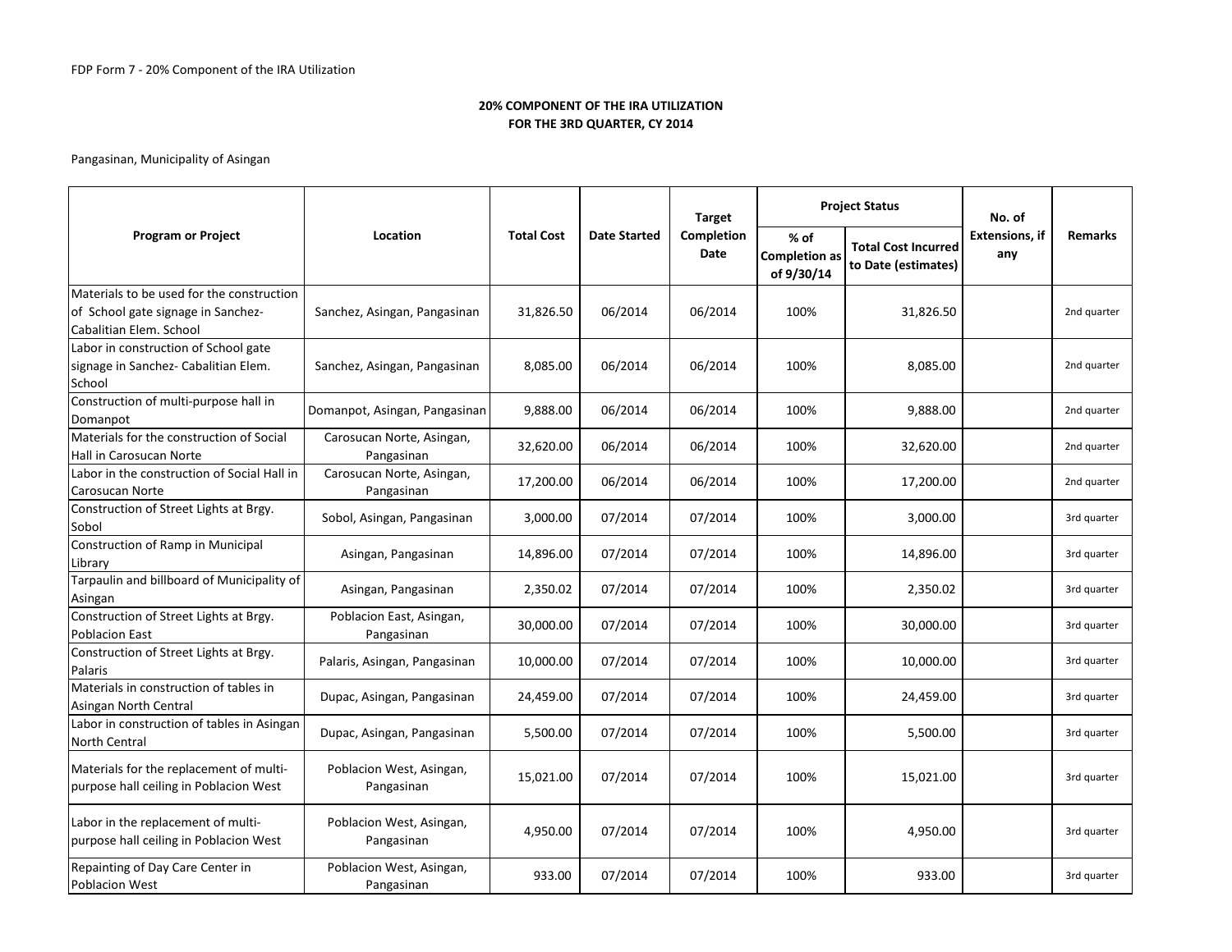FDP Form 7 - 20% Component of the IRA Utilization

**20% COMPONENT OF THE IRA UTILIZATION**
**FOR THE 3RD QUARTER, CY 2014**

Pangasinan, Municipality of Asingan

| Program or Project | Location | Total Cost | Date Started | Target Completion Date | Project Status | | No. of Extensions, if any | Remarks |
|---|---|---|---|---|---|---|---|---|
| | | | | | % of Completion as of 9/30/14 | Total Cost Incurred to Date (estimates) | | |
| Materials to be used for the construction of School gate signage in Sanchez-Cabalitian Elem. School | Sanchez, Asingan, Pangasinan | 31,826.50 | 06/2014 | 06/2014 | 100% | 31,826.50 | | 2nd quarter |
| Labor in construction of School gate signage in Sanchez- Cabalitian Elem. School | Sanchez, Asingan, Pangasinan | 8,085.00 | 06/2014 | 06/2014 | 100% | 8,085.00 | | 2nd quarter |
| Construction of multi-purpose hall in Domanpot | Domanpot, Asingan, Pangasinan | 9,888.00 | 06/2014 | 06/2014 | 100% | 9,888.00 | | 2nd quarter |
| Materials for the construction of Social Hall in Carosucan Norte | Carosucan Norte, Asingan, Pangasinan | 32,620.00 | 06/2014 | 06/2014 | 100% | 32,620.00 | | 2nd quarter |
| Labor in the construction of Social Hall in Carosucan Norte | Carosucan Norte, Asingan, Pangasinan | 17,200.00 | 06/2014 | 06/2014 | 100% | 17,200.00 | | 2nd quarter |
| Construction of Street Lights at Brgy. Sobol | Sobol, Asingan, Pangasinan | 3,000.00 | 07/2014 | 07/2014 | 100% | 3,000.00 | | 3rd quarter |
| Construction of Ramp in Municipal Library | Asingan, Pangasinan | 14,896.00 | 07/2014 | 07/2014 | 100% | 14,896.00 | | 3rd quarter |
| Tarpaulin and billboard of Municipality of Asingan | Asingan, Pangasinan | 2,350.02 | 07/2014 | 07/2014 | 100% | 2,350.02 | | 3rd quarter |
| Construction of Street Lights at Brgy. Poblacion East | Poblacion East, Asingan, Pangasinan | 30,000.00 | 07/2014 | 07/2014 | 100% | 30,000.00 | | 3rd quarter |
| Construction of Street Lights at Brgy. Palaris | Palaris, Asingan, Pangasinan | 10,000.00 | 07/2014 | 07/2014 | 100% | 10,000.00 | | 3rd quarter |
| Materials in construction of tables in Asingan North Central | Dupac, Asingan, Pangasinan | 24,459.00 | 07/2014 | 07/2014 | 100% | 24,459.00 | | 3rd quarter |
| Labor in construction of tables in Asingan North Central | Dupac, Asingan, Pangasinan | 5,500.00 | 07/2014 | 07/2014 | 100% | 5,500.00 | | 3rd quarter |
| Materials for the replacement of multi-purpose hall ceiling in Poblacion West | Poblacion West, Asingan, Pangasinan | 15,021.00 | 07/2014 | 07/2014 | 100% | 15,021.00 | | 3rd quarter |
| Labor in the replacement of multi-purpose hall ceiling in Poblacion West | Poblacion West, Asingan, Pangasinan | 4,950.00 | 07/2014 | 07/2014 | 100% | 4,950.00 | | 3rd quarter |
| Repainting of Day Care Center in Poblacion West | Poblacion West, Asingan, Pangasinan | 933.00 | 07/2014 | 07/2014 | 100% | 933.00 | | 3rd quarter |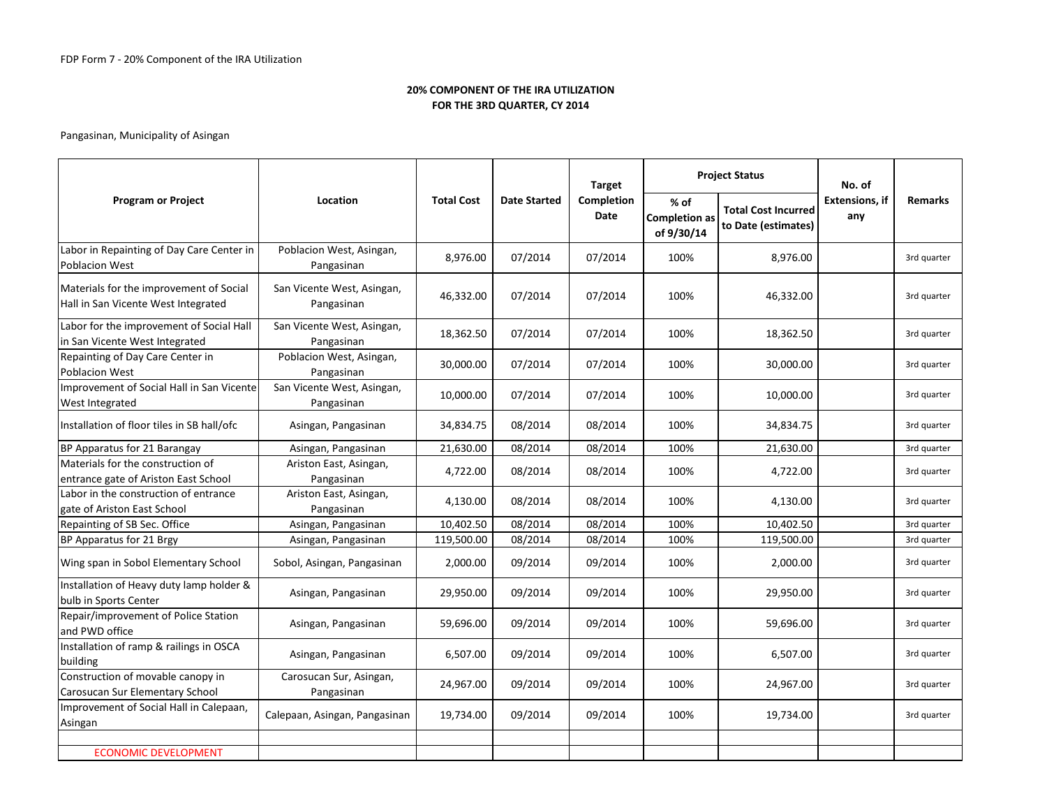FDP Form 7 - 20% Component of the IRA Utilization

**20% COMPONENT OF THE IRA UTILIZATION**
**FOR THE 3RD QUARTER, CY 2014**

Pangasinan, Municipality of Asingan

| Program or Project | Location | Total Cost | Date Started | Target Completion Date | Project Status | | No. of Extensions, if any | Remarks |
|---|---|---|---|---|---|---|---|---|
| | | | | | % of Completion as of 9/30/14 | Total Cost Incurred to Date (estimates) | | |
| Labor in Repainting of Day Care Center in Poblacion West | Poblacion West, Asingan, Pangasinan | 8,976.00 | 07/2014 | 07/2014 | 100% | 8,976.00 | | 3rd quarter |
| Materials for the improvement of Social Hall in San Vicente West Integrated | San Vicente West, Asingan, Pangasinan | 46,332.00 | 07/2014 | 07/2014 | 100% | 46,332.00 | | 3rd quarter |
| Labor for the improvement of Social Hall in San Vicente West Integrated | San Vicente West, Asingan, Pangasinan | 18,362.50 | 07/2014 | 07/2014 | 100% | 18,362.50 | | 3rd quarter |
| Repainting of Day Care Center in Poblacion West | Poblacion West, Asingan, Pangasinan | 30,000.00 | 07/2014 | 07/2014 | 100% | 30,000.00 | | 3rd quarter |
| Improvement of Social Hall in San Vicente West Integrated | San Vicente West, Asingan, Pangasinan | 10,000.00 | 07/2014 | 07/2014 | 100% | 10,000.00 | | 3rd quarter |
| Installation of floor tiles in SB hall/ofc | Asingan, Pangasinan | 34,834.75 | 08/2014 | 08/2014 | 100% | 34,834.75 | | 3rd quarter |
| BP Apparatus for 21 Barangay | Asingan, Pangasinan | 21,630.00 | 08/2014 | 08/2014 | 100% | 21,630.00 | | 3rd quarter |
| Materials for the construction of entrance gate of Ariston East School | Ariston East, Asingan, Pangasinan | 4,722.00 | 08/2014 | 08/2014 | 100% | 4,722.00 | | 3rd quarter |
| Labor in the construction of entrance gate of Ariston East School | Ariston East, Asingan, Pangasinan | 4,130.00 | 08/2014 | 08/2014 | 100% | 4,130.00 | | 3rd quarter |
| Repainting of SB Sec. Office | Asingan, Pangasinan | 10,402.50 | 08/2014 | 08/2014 | 100% | 10,402.50 | | 3rd quarter |
| BP Apparatus for 21 Brgy | Asingan, Pangasinan | 119,500.00 | 08/2014 | 08/2014 | 100% | 119,500.00 | | 3rd quarter |
| Wing span in Sobol Elementary School | Sobol, Asingan, Pangasinan | 2,000.00 | 09/2014 | 09/2014 | 100% | 2,000.00 | | 3rd quarter |
| Installation of Heavy duty lamp holder & bulb in Sports Center | Asingan, Pangasinan | 29,950.00 | 09/2014 | 09/2014 | 100% | 29,950.00 | | 3rd quarter |
| Repair/improvement of Police Station and PWD office | Asingan, Pangasinan | 59,696.00 | 09/2014 | 09/2014 | 100% | 59,696.00 | | 3rd quarter |
| Installation of ramp & railings in OSCA building | Asingan, Pangasinan | 6,507.00 | 09/2014 | 09/2014 | 100% | 6,507.00 | | 3rd quarter |
| Construction of movable canopy in Carosucan Sur Elementary School | Carosucan Sur, Asingan, Pangasinan | 24,967.00 | 09/2014 | 09/2014 | 100% | 24,967.00 | | 3rd quarter |
| Improvement of Social Hall in Calepaan, Asingan | Calepaan, Asingan, Pangasinan | 19,734.00 | 09/2014 | 09/2014 | 100% | 19,734.00 | | 3rd quarter |
| | | | | | | | | |
| ECONOMIC DEVELOPMENT | | | | | | | | |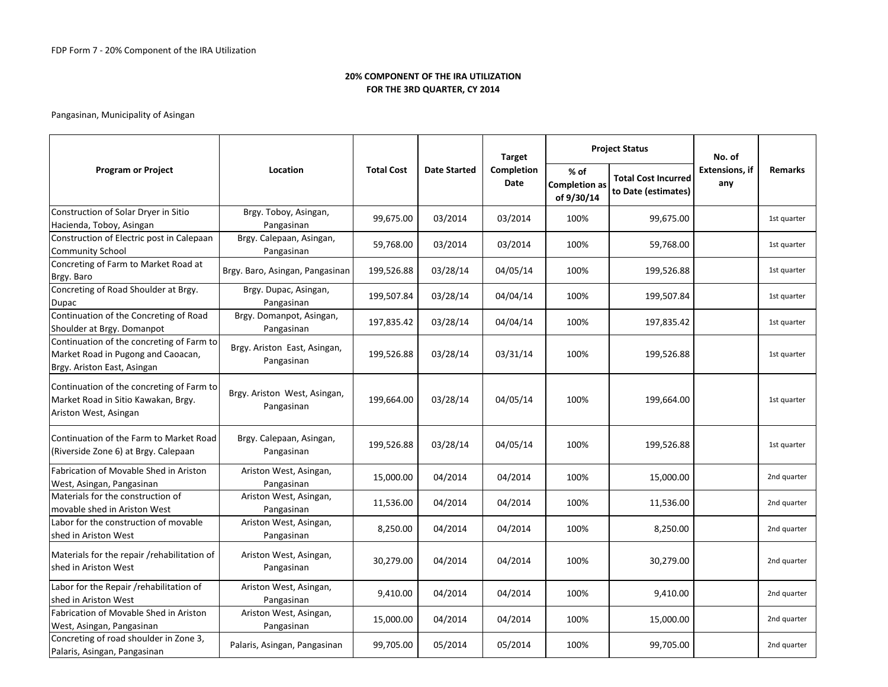FDP Form 7 - 20% Component of the IRA Utilization

**20% COMPONENT OF THE IRA UTILIZATION**
**FOR THE 3RD QUARTER, CY 2014**

Pangasinan, Municipality of Asingan

| Program or Project | Location | Total Cost | Date Started | Target Completion Date | Project Status | | No. of Extensions, if any | Remarks |
|---|---|---|---|---|---|---|---|---|
| | | | | | % of Completion as of 9/30/14 | Total Cost Incurred to Date (estimates) | | |
| Construction of Solar Dryer in Sitio Hacienda, Toboy, Asingan | Brgy. Toboy, Asingan, Pangasinan | 99,675.00 | 03/2014 | 03/2014 | 100% | 99,675.00 | | 1st quarter |
| Construction of Electric post in Calepaan Community School | Brgy. Calepaan, Asingan, Pangasinan | 59,768.00 | 03/2014 | 03/2014 | 100% | 59,768.00 | | 1st quarter |
| Concreting of Farm to Market Road at Brgy. Baro | Brgy. Baro, Asingan, Pangasinan | 199,526.88 | 03/28/14 | 04/05/14 | 100% | 199,526.88 | | 1st quarter |
| Concreting of Road Shoulder at Brgy. Dupac | Brgy. Dupac, Asingan, Pangasinan | 199,507.84 | 03/28/14 | 04/04/14 | 100% | 199,507.84 | | 1st quarter |
| Continuation of the Concreting of Road Shoulder at Brgy. Domanpot | Brgy. Domanpot, Asingan, Pangasinan | 197,835.42 | 03/28/14 | 04/04/14 | 100% | 197,835.42 | | 1st quarter |
| Continuation of the concreting of Farm to Market Road in Pugong and Caoacan, Brgy. Ariston East, Asingan | Brgy. Ariston East, Asingan, Pangasinan | 199,526.88 | 03/28/14 | 03/31/14 | 100% | 199,526.88 | | 1st quarter |
| Continuation of the concreting of Farm to Market Road in Sitio Kawakan, Brgy. Ariston West, Asingan | Brgy. Ariston West, Asingan, Pangasinan | 199,664.00 | 03/28/14 | 04/05/14 | 100% | 199,664.00 | | 1st quarter |
| Continuation of the Farm to Market Road (Riverside Zone 6) at Brgy. Calepaan | Brgy. Calepaan, Asingan, Pangasinan | 199,526.88 | 03/28/14 | 04/05/14 | 100% | 199,526.88 | | 1st quarter |
| Fabrication of Movable Shed in Ariston West, Asingan, Pangasinan | Ariston West, Asingan, Pangasinan | 15,000.00 | 04/2014 | 04/2014 | 100% | 15,000.00 | | 2nd quarter |
| Materials for the construction of movable shed in Ariston West | Ariston West, Asingan, Pangasinan | 11,536.00 | 04/2014 | 04/2014 | 100% | 11,536.00 | | 2nd quarter |
| Labor for the construction of movable shed in Ariston West | Ariston West, Asingan, Pangasinan | 8,250.00 | 04/2014 | 04/2014 | 100% | 8,250.00 | | 2nd quarter |
| Materials for the repair /rehabilitation of shed in Ariston West | Ariston West, Asingan, Pangasinan | 30,279.00 | 04/2014 | 04/2014 | 100% | 30,279.00 | | 2nd quarter |
| Labor for the Repair /rehabilitation of shed in Ariston West | Ariston West, Asingan, Pangasinan | 9,410.00 | 04/2014 | 04/2014 | 100% | 9,410.00 | | 2nd quarter |
| Fabrication of Movable Shed in Ariston West, Asingan, Pangasinan | Ariston West, Asingan, Pangasinan | 15,000.00 | 04/2014 | 04/2014 | 100% | 15,000.00 | | 2nd quarter |
| Concreting of road shoulder in Zone 3, Palaris, Asingan, Pangasinan | Palaris, Asingan, Pangasinan | 99,705.00 | 05/2014 | 05/2014 | 100% | 99,705.00 | | 2nd quarter |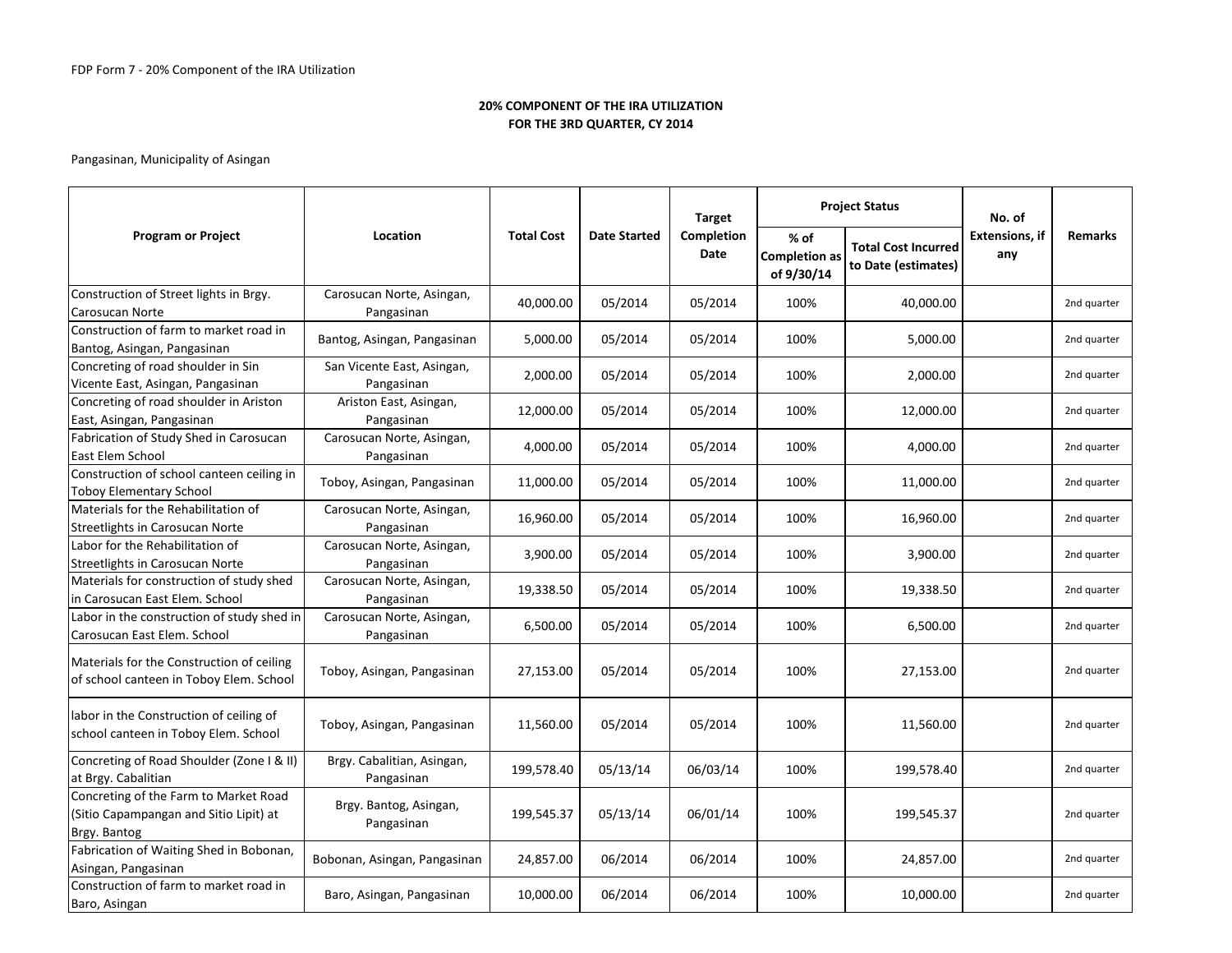FDP Form 7 - 20% Component of the IRA Utilization

**20% COMPONENT OF THE IRA UTILIZATION**
**FOR THE 3RD QUARTER, CY 2014**

Pangasinan, Municipality of Asingan

| Program or Project | Location | Total Cost | Date Started | Target Completion Date | Project Status | | No. of Extensions, if any | Remarks |
|---|---|---|---|---|---|---|---|---|
| | | | | | % of Completion as of 9/30/14 | Total Cost Incurred to Date (estimates) | | |
| Construction of Street lights in Brgy. Carosucan Norte | Carosucan Norte, Asingan, Pangasinan | 40,000.00 | 05/2014 | 05/2014 | 100% | 40,000.00 | | 2nd quarter |
| Construction of farm to market road in Bantog, Asingan, Pangasinan | Bantog, Asingan, Pangasinan | 5,000.00 | 05/2014 | 05/2014 | 100% | 5,000.00 | | 2nd quarter |
| Concreting of road shoulder in Sin Vicente East, Asingan, Pangasinan | San Vicente East, Asingan, Pangasinan | 2,000.00 | 05/2014 | 05/2014 | 100% | 2,000.00 | | 2nd quarter |
| Concreting of road shoulder in Ariston East, Asingan, Pangasinan | Ariston East, Asingan, Pangasinan | 12,000.00 | 05/2014 | 05/2014 | 100% | 12,000.00 | | 2nd quarter |
| Fabrication of Study Shed in Carosucan East Elem School | Carosucan Norte, Asingan, Pangasinan | 4,000.00 | 05/2014 | 05/2014 | 100% | 4,000.00 | | 2nd quarter |
| Construction of school canteen ceiling in Toboy Elementary School | Toboy, Asingan, Pangasinan | 11,000.00 | 05/2014 | 05/2014 | 100% | 11,000.00 | | 2nd quarter |
| Materials for the Rehabilitation of Streetlights in Carosucan Norte | Carosucan Norte, Asingan, Pangasinan | 16,960.00 | 05/2014 | 05/2014 | 100% | 16,960.00 | | 2nd quarter |
| Labor for the Rehabilitation of Streetlights in Carosucan Norte | Carosucan Norte, Asingan, Pangasinan | 3,900.00 | 05/2014 | 05/2014 | 100% | 3,900.00 | | 2nd quarter |
| Materials for construction of study shed in Carosucan East Elem. School | Carosucan Norte, Asingan, Pangasinan | 19,338.50 | 05/2014 | 05/2014 | 100% | 19,338.50 | | 2nd quarter |
| Labor in the construction of study shed in Carosucan East Elem. School | Carosucan Norte, Asingan, Pangasinan | 6,500.00 | 05/2014 | 05/2014 | 100% | 6,500.00 | | 2nd quarter |
| Materials for the Construction of ceiling of school canteen in Toboy Elem. School | Toboy, Asingan, Pangasinan | 27,153.00 | 05/2014 | 05/2014 | 100% | 27,153.00 | | 2nd quarter |
| labor in the Construction of ceiling of school canteen in Toboy Elem. School | Toboy, Asingan, Pangasinan | 11,560.00 | 05/2014 | 05/2014 | 100% | 11,560.00 | | 2nd quarter |
| Concreting of Road Shoulder (Zone I & II) at Brgy. Cabalitian | Brgy. Cabalitian, Asingan, Pangasinan | 199,578.40 | 05/13/14 | 06/03/14 | 100% | 199,578.40 | | 2nd quarter |
| Concreting of the Farm to Market Road (Sitio Capampangan and Sitio Lipit) at Brgy. Bantog | Brgy. Bantog, Asingan, Pangasinan | 199,545.37 | 05/13/14 | 06/01/14 | 100% | 199,545.37 | | 2nd quarter |
| Fabrication of Waiting Shed in Bobonan, Asingan, Pangasinan | Bobonan, Asingan, Pangasinan | 24,857.00 | 06/2014 | 06/2014 | 100% | 24,857.00 | | 2nd quarter |
| Construction of farm to market road in Baro, Asingan | Baro, Asingan, Pangasinan | 10,000.00 | 06/2014 | 06/2014 | 100% | 10,000.00 | | 2nd quarter |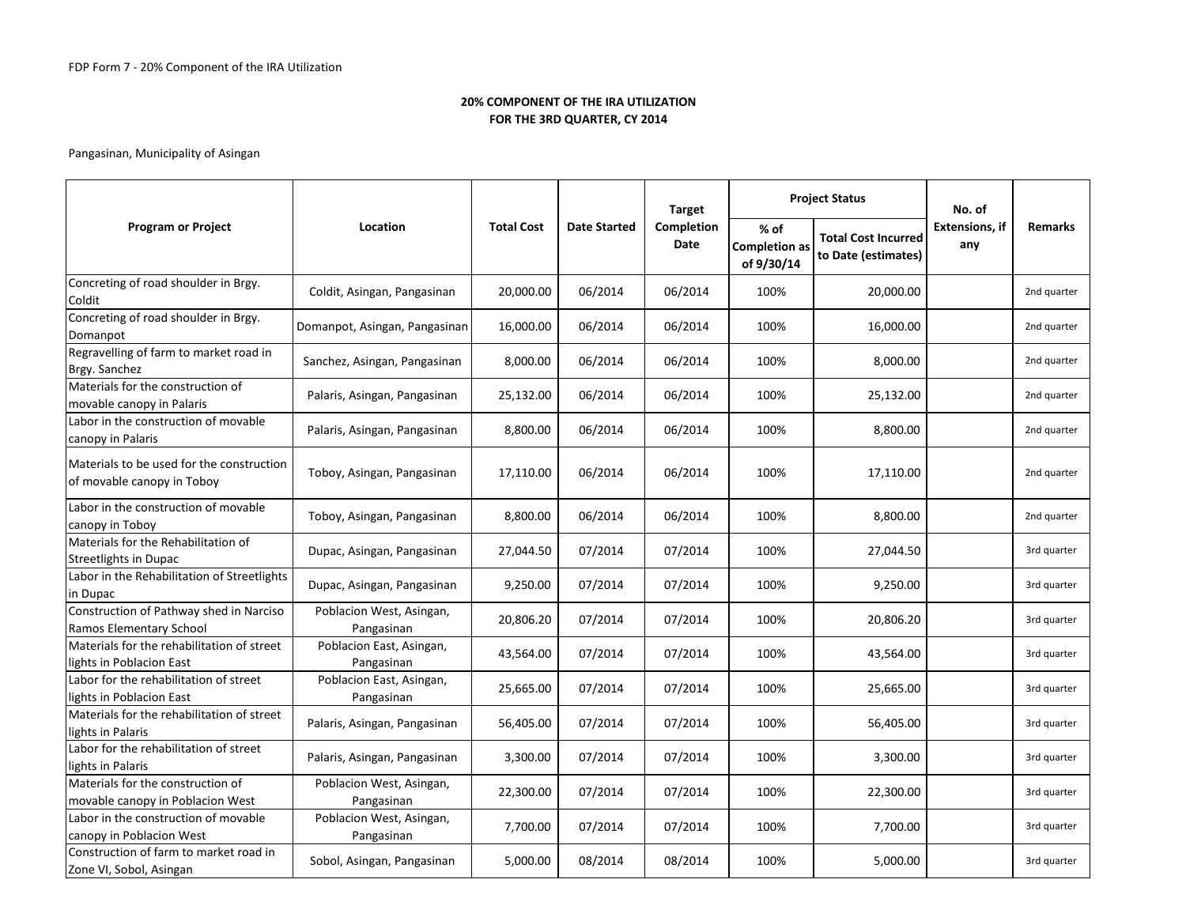FDP Form 7 - 20% Component of the IRA Utilization

**20% COMPONENT OF THE IRA UTILIZATION**
**FOR THE 3RD QUARTER, CY 2014**

Pangasinan, Municipality of Asingan

| Program or Project | Location | Total Cost | Date Started | Target Completion Date | Project Status | | No. of Extensions, if any | Remarks |
|---|---|---|---|---|---|---|---|---|
| | | | | | % of Completion as of 9/30/14 | Total Cost Incurred to Date (estimates) | | |
| Concreting of road shoulder in Brgy. Coldit | Coldit, Asingan, Pangasinan | 20,000.00 | 06/2014 | 06/2014 | 100% | 20,000.00 | | 2nd quarter |
| Concreting of road shoulder in Brgy. Domanpot | Domanpot, Asingan, Pangasinan | 16,000.00 | 06/2014 | 06/2014 | 100% | 16,000.00 | | 2nd quarter |
| Regravelling of farm to market road in Brgy. Sanchez | Sanchez, Asingan, Pangasinan | 8,000.00 | 06/2014 | 06/2014 | 100% | 8,000.00 | | 2nd quarter |
| Materials for the construction of movable canopy in Palaris | Palaris, Asingan, Pangasinan | 25,132.00 | 06/2014 | 06/2014 | 100% | 25,132.00 | | 2nd quarter |
| Labor in the construction of movable canopy in Palaris | Palaris, Asingan, Pangasinan | 8,800.00 | 06/2014 | 06/2014 | 100% | 8,800.00 | | 2nd quarter |
| Materials to be used for the construction of movable canopy in Toboy | Toboy, Asingan, Pangasinan | 17,110.00 | 06/2014 | 06/2014 | 100% | 17,110.00 | | 2nd quarter |
| Labor in the construction of movable canopy in Toboy | Toboy, Asingan, Pangasinan | 8,800.00 | 06/2014 | 06/2014 | 100% | 8,800.00 | | 2nd quarter |
| Materials for the Rehabilitation of Streetlights in Dupac | Dupac, Asingan, Pangasinan | 27,044.50 | 07/2014 | 07/2014 | 100% | 27,044.50 | | 3rd quarter |
| Labor in the Rehabilitation of Streetlights in Dupac | Dupac, Asingan, Pangasinan | 9,250.00 | 07/2014 | 07/2014 | 100% | 9,250.00 | | 3rd quarter |
| Construction of Pathway shed in Narciso Ramos Elementary School | Poblacion West, Asingan, Pangasinan | 20,806.20 | 07/2014 | 07/2014 | 100% | 20,806.20 | | 3rd quarter |
| Materials for the rehabilitation of street lights in Poblacion East | Poblacion East, Asingan, Pangasinan | 43,564.00 | 07/2014 | 07/2014 | 100% | 43,564.00 | | 3rd quarter |
| Labor for the rehabilitation of street lights in Poblacion East | Poblacion East, Asingan, Pangasinan | 25,665.00 | 07/2014 | 07/2014 | 100% | 25,665.00 | | 3rd quarter |
| Materials for the rehabilitation of street lights in Palaris | Palaris, Asingan, Pangasinan | 56,405.00 | 07/2014 | 07/2014 | 100% | 56,405.00 | | 3rd quarter |
| Labor for the rehabilitation of street lights in Palaris | Palaris, Asingan, Pangasinan | 3,300.00 | 07/2014 | 07/2014 | 100% | 3,300.00 | | 3rd quarter |
| Materials for the construction of movable canopy in Poblacion West | Poblacion West, Asingan, Pangasinan | 22,300.00 | 07/2014 | 07/2014 | 100% | 22,300.00 | | 3rd quarter |
| Labor in the construction of movable canopy in Poblacion West | Poblacion West, Asingan, Pangasinan | 7,700.00 | 07/2014 | 07/2014 | 100% | 7,700.00 | | 3rd quarter |
| Construction of farm to market road in Zone VI, Sobol, Asingan | Sobol, Asingan, Pangasinan | 5,000.00 | 08/2014 | 08/2014 | 100% | 5,000.00 | | 3rd quarter |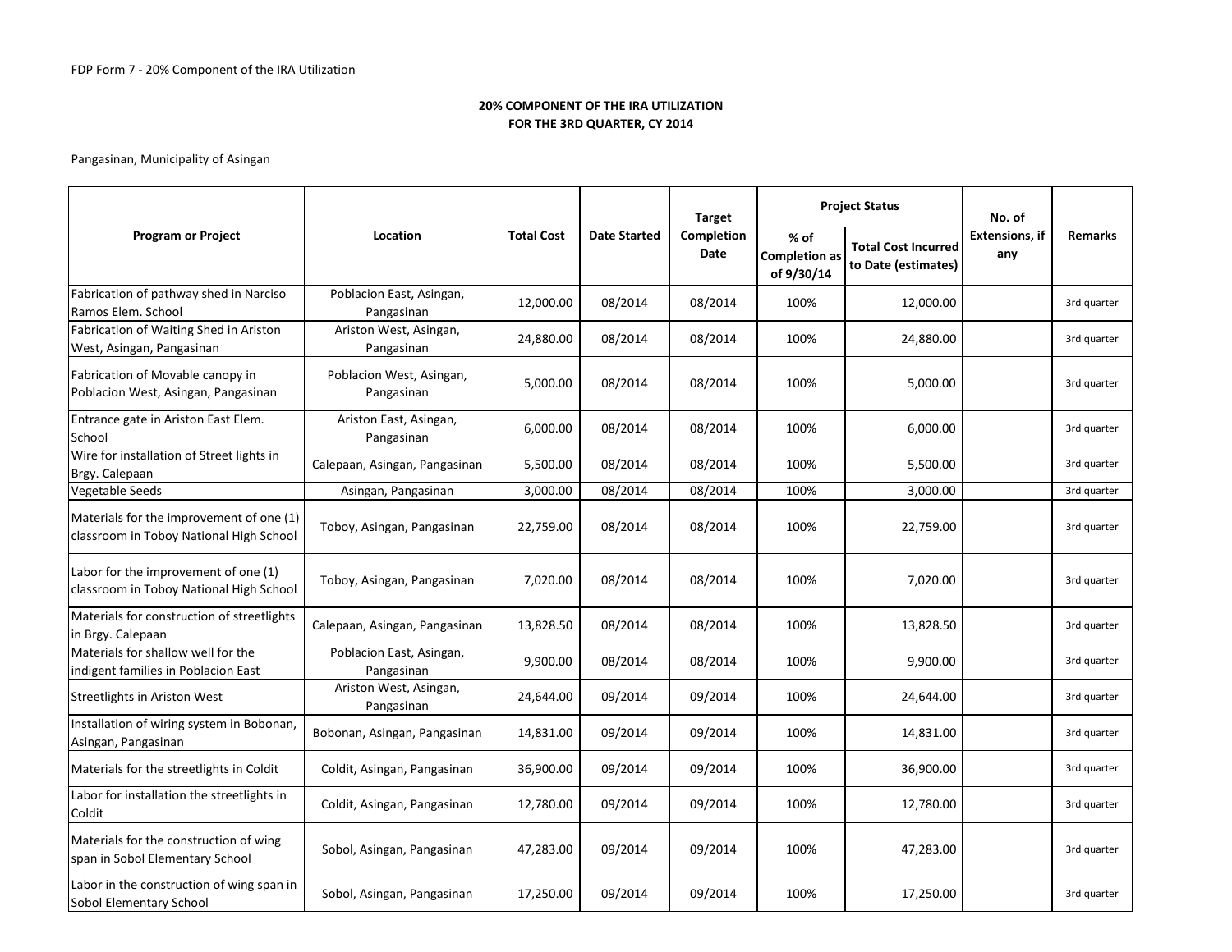FDP Form 7 - 20% Component of the IRA Utilization

**20% COMPONENT OF THE IRA UTILIZATION**
**FOR THE 3RD QUARTER, CY 2014**

Pangasinan, Municipality of Asingan

| Program or Project | Location | Total Cost | Date Started | Target Completion Date | Project Status | | No. of Extensions, if any | Remarks |
|---|---|---|---|---|---|---|---|---|
| | | | | | % of Completion as of 9/30/14 | Total Cost Incurred to Date (estimates) | | |
| Fabrication of pathway shed in Narciso Ramos Elem. School | Poblacion East, Asingan, Pangasinan | 12,000.00 | 08/2014 | 08/2014 | 100% | 12,000.00 | | 3rd quarter |
| Fabrication of Waiting Shed in Ariston West, Asingan, Pangasinan | Ariston West, Asingan, Pangasinan | 24,880.00 | 08/2014 | 08/2014 | 100% | 24,880.00 | | 3rd quarter |
| Fabrication of Movable canopy in Poblacion West, Asingan, Pangasinan | Poblacion West, Asingan, Pangasinan | 5,000.00 | 08/2014 | 08/2014 | 100% | 5,000.00 | | 3rd quarter |
| Entrance gate in Ariston East Elem. School | Ariston East, Asingan, Pangasinan | 6,000.00 | 08/2014 | 08/2014 | 100% | 6,000.00 | | 3rd quarter |
| Wire for installation of Street lights in Brgy. Calepaan | Calepaan, Asingan, Pangasinan | 5,500.00 | 08/2014 | 08/2014 | 100% | 5,500.00 | | 3rd quarter |
| Vegetable Seeds | Asingan, Pangasinan | 3,000.00 | 08/2014 | 08/2014 | 100% | 3,000.00 | | 3rd quarter |
| Materials for the improvement of one (1) classroom in Toboy National High School | Toboy, Asingan, Pangasinan | 22,759.00 | 08/2014 | 08/2014 | 100% | 22,759.00 | | 3rd quarter |
| Labor for the improvement of one (1) classroom in Toboy National High School | Toboy, Asingan, Pangasinan | 7,020.00 | 08/2014 | 08/2014 | 100% | 7,020.00 | | 3rd quarter |
| Materials for construction of streetlights in Brgy. Calepaan | Calepaan, Asingan, Pangasinan | 13,828.50 | 08/2014 | 08/2014 | 100% | 13,828.50 | | 3rd quarter |
| Materials for shallow well for the indigent families in Poblacion East | Poblacion East, Asingan, Pangasinan | 9,900.00 | 08/2014 | 08/2014 | 100% | 9,900.00 | | 3rd quarter |
| Streetlights in Ariston West | Ariston West, Asingan, Pangasinan | 24,644.00 | 09/2014 | 09/2014 | 100% | 24,644.00 | | 3rd quarter |
| Installation of wiring system in Bobonan, Asingan, Pangasinan | Bobonan, Asingan, Pangasinan | 14,831.00 | 09/2014 | 09/2014 | 100% | 14,831.00 | | 3rd quarter |
| Materials for the streetlights in Coldit | Coldit, Asingan, Pangasinan | 36,900.00 | 09/2014 | 09/2014 | 100% | 36,900.00 | | 3rd quarter |
| Labor for installation the streetlights in Coldit | Coldit, Asingan, Pangasinan | 12,780.00 | 09/2014 | 09/2014 | 100% | 12,780.00 | | 3rd quarter |
| Materials for the construction of wing span in Sobol Elementary School | Sobol, Asingan, Pangasinan | 47,283.00 | 09/2014 | 09/2014 | 100% | 47,283.00 | | 3rd quarter |
| Labor in the construction of wing span in Sobol Elementary School | Sobol, Asingan, Pangasinan | 17,250.00 | 09/2014 | 09/2014 | 100% | 17,250.00 | | 3rd quarter |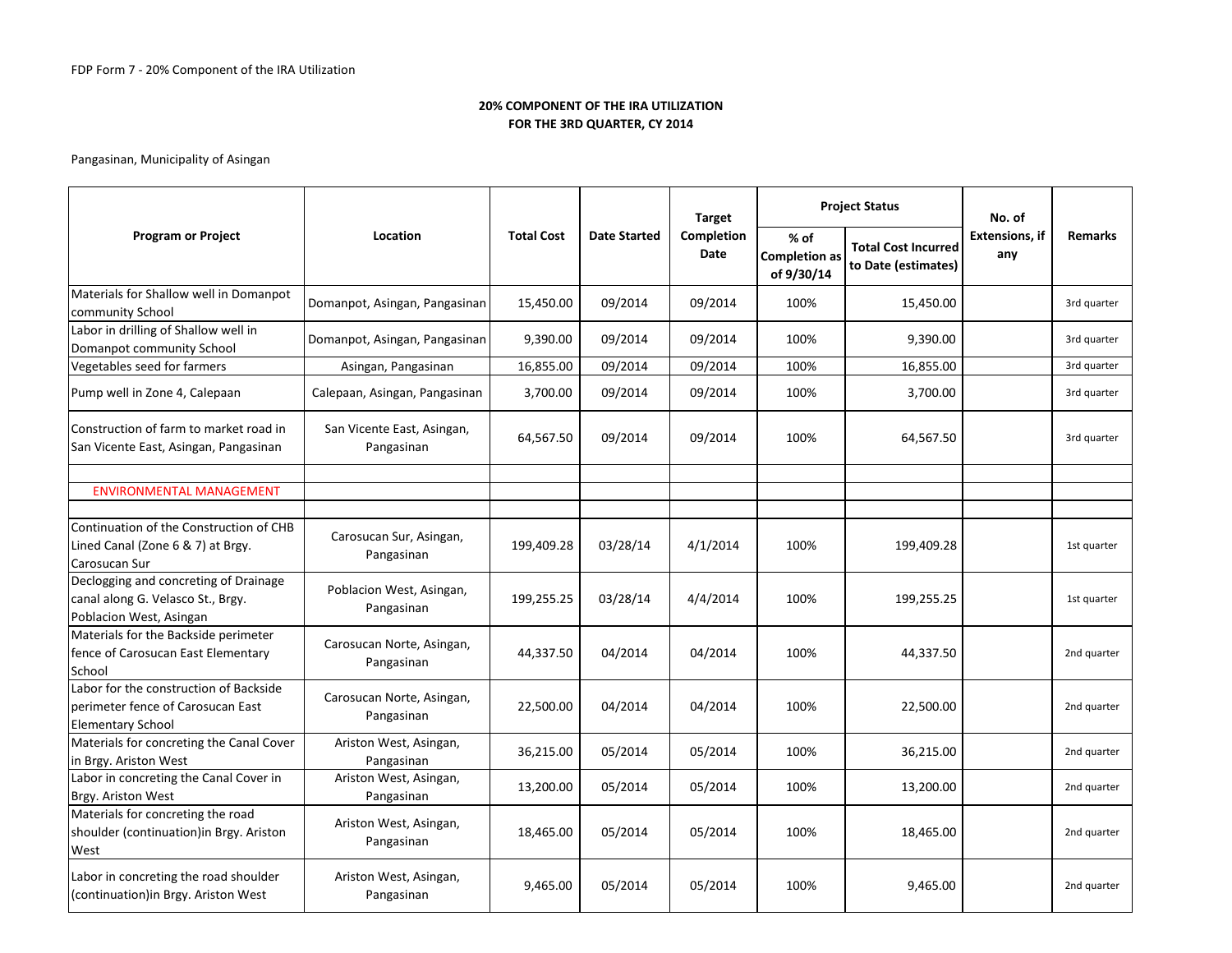FDP Form 7 - 20% Component of the IRA Utilization

**20% COMPONENT OF THE IRA UTILIZATION**
**FOR THE 3RD QUARTER, CY 2014**

Pangasinan, Municipality of Asingan

| Program or Project | Location | Total Cost | Date Started | Target Completion Date | Project Status | | No. of Extensions, if any | Remarks |
|---|---|---|---|---|---|---|---|---|
| | | | | | % of Completion as of 9/30/14 | Total Cost Incurred to Date (estimates) | | |
| Materials for Shallow well in Domanpot community School | Domanpot, Asingan, Pangasinan | 15,450.00 | 09/2014 | 09/2014 | 100% | 15,450.00 | | 3rd quarter |
| Labor in drilling of Shallow well in Domanpot community School | Domanpot, Asingan, Pangasinan | 9,390.00 | 09/2014 | 09/2014 | 100% | 9,390.00 | | 3rd quarter |
| Vegetables seed for farmers | Asingan, Pangasinan | 16,855.00 | 09/2014 | 09/2014 | 100% | 16,855.00 | | 3rd quarter |
| Pump well in Zone 4, Calepaan | Calepaan, Asingan, Pangasinan | 3,700.00 | 09/2014 | 09/2014 | 100% | 3,700.00 | | 3rd quarter |
| Construction of farm to market road in San Vicente East, Asingan, Pangasinan | San Vicente East, Asingan, Pangasinan | 64,567.50 | 09/2014 | 09/2014 | 100% | 64,567.50 | | 3rd quarter |
| | | | | | | | | |
| ENVIRONMENTAL MANAGEMENT | | | | | | | | |
| | | | | | | | | |
| Continuation of the Construction of CHB Lined Canal (Zone 6 & 7) at Brgy. Carosucan Sur | Carosucan Sur, Asingan, Pangasinan | 199,409.28 | 03/28/14 | 4/1/2014 | 100% | 199,409.28 | | 1st quarter |
| Declogging and concreting of Drainage canal along G. Velasco St., Brgy. Poblacion West, Asingan | Poblacion West, Asingan, Pangasinan | 199,255.25 | 03/28/14 | 4/4/2014 | 100% | 199,255.25 | | 1st quarter |
| Materials for the Backside perimeter fence of Carosucan East Elementary School | Carosucan Norte, Asingan, Pangasinan | 44,337.50 | 04/2014 | 04/2014 | 100% | 44,337.50 | | 2nd quarter |
| Labor for the construction of Backside perimeter fence of Carosucan East Elementary School | Carosucan Norte, Asingan, Pangasinan | 22,500.00 | 04/2014 | 04/2014 | 100% | 22,500.00 | | 2nd quarter |
| Materials for concreting the Canal Cover in Brgy. Ariston West | Ariston West, Asingan, Pangasinan | 36,215.00 | 05/2014 | 05/2014 | 100% | 36,215.00 | | 2nd quarter |
| Labor in concreting the Canal Cover in Brgy. Ariston West | Ariston West, Asingan, Pangasinan | 13,200.00 | 05/2014 | 05/2014 | 100% | 13,200.00 | | 2nd quarter |
| Materials for concreting the road shoulder (continuation)in Brgy. Ariston West | Ariston West, Asingan, Pangasinan | 18,465.00 | 05/2014 | 05/2014 | 100% | 18,465.00 | | 2nd quarter |
| Labor in concreting the road shoulder (continuation)in Brgy. Ariston West | Ariston West, Asingan, Pangasinan | 9,465.00 | 05/2014 | 05/2014 | 100% | 9,465.00 | | 2nd quarter |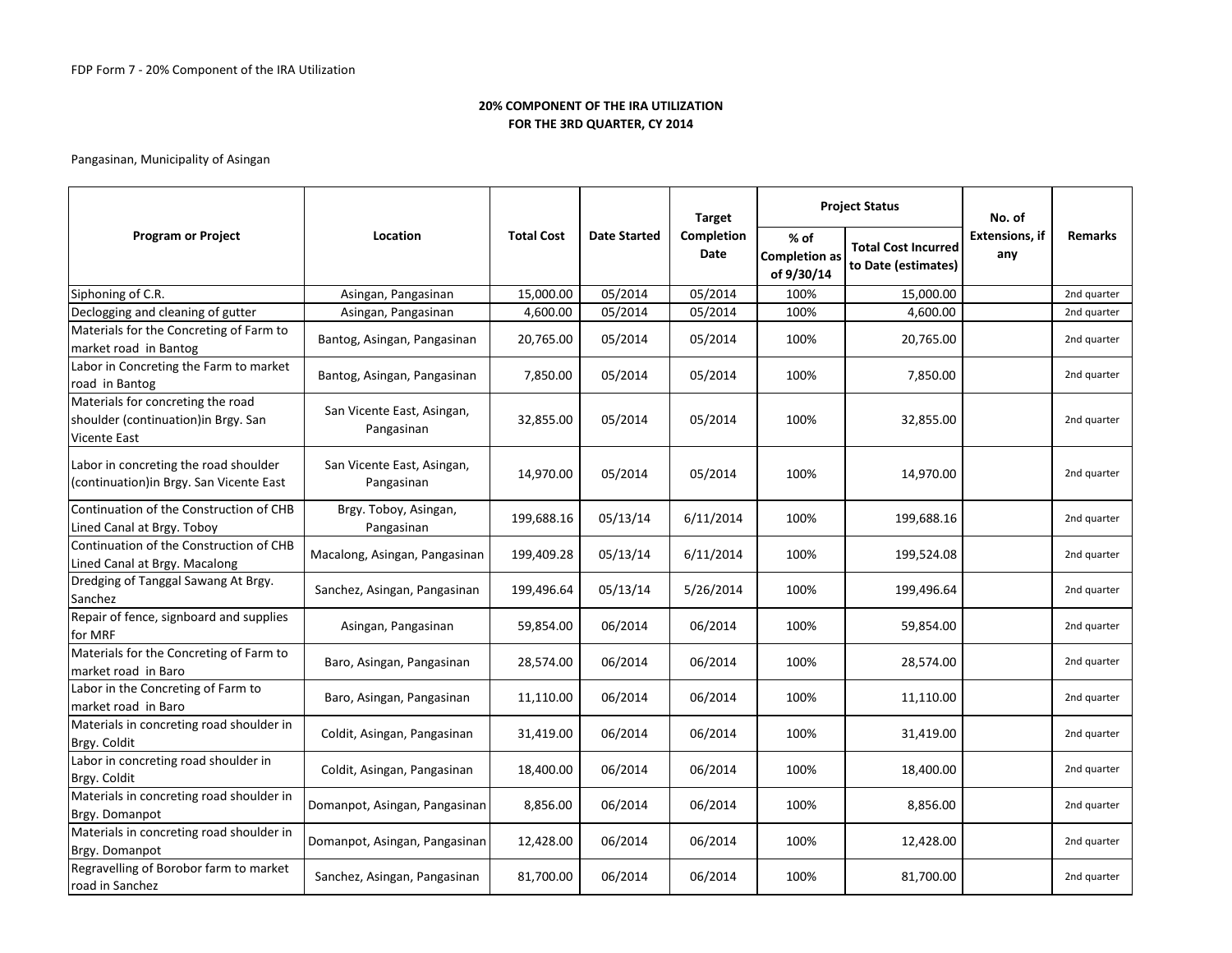FDP Form 7 - 20% Component of the IRA Utilization

**20% COMPONENT OF THE IRA UTILIZATION**
**FOR THE 3RD QUARTER, CY 2014**

Pangasinan, Municipality of Asingan

| Program or Project | Location | Total Cost | Date Started | Target Completion Date | Project Status | | No. of Extensions, if any | Remarks |
|---|---|---|---|---|---|---|---|---|
| | | | | | % of Completion as of 9/30/14 | Total Cost Incurred to Date (estimates) | | |
| Siphoning of C.R. | Asingan, Pangasinan | 15,000.00 | 05/2014 | 05/2014 | 100% | 15,000.00 | | 2nd quarter |
| Declogging and cleaning of gutter | Asingan, Pangasinan | 4,600.00 | 05/2014 | 05/2014 | 100% | 4,600.00 | | 2nd quarter |
| Materials for the Concreting of Farm to market road in Bantog | Bantog, Asingan, Pangasinan | 20,765.00 | 05/2014 | 05/2014 | 100% | 20,765.00 | | 2nd quarter |
| Labor in Concreting the Farm to market road in Bantog | Bantog, Asingan, Pangasinan | 7,850.00 | 05/2014 | 05/2014 | 100% | 7,850.00 | | 2nd quarter |
| Materials for concreting the road shoulder (continuation)in Brgy. San Vicente East | San Vicente East, Asingan, Pangasinan | 32,855.00 | 05/2014 | 05/2014 | 100% | 32,855.00 | | 2nd quarter |
| Labor in concreting the road shoulder (continuation)in Brgy. San Vicente East | San Vicente East, Asingan, Pangasinan | 14,970.00 | 05/2014 | 05/2014 | 100% | 14,970.00 | | 2nd quarter |
| Continuation of the Construction of CHB Lined Canal at Brgy. Toboy | Brgy. Toboy, Asingan, Pangasinan | 199,688.16 | 05/13/14 | 6/11/2014 | 100% | 199,688.16 | | 2nd quarter |
| Continuation of the Construction of CHB Lined Canal at Brgy. Macalong | Macalong, Asingan, Pangasinan | 199,409.28 | 05/13/14 | 6/11/2014 | 100% | 199,524.08 | | 2nd quarter |
| Dredging of Tanggal Sawang At Brgy. Sanchez | Sanchez, Asingan, Pangasinan | 199,496.64 | 05/13/14 | 5/26/2014 | 100% | 199,496.64 | | 2nd quarter |
| Repair of fence, signboard and supplies for MRF | Asingan, Pangasinan | 59,854.00 | 06/2014 | 06/2014 | 100% | 59,854.00 | | 2nd quarter |
| Materials for the Concreting of Farm to market road in Baro | Baro, Asingan, Pangasinan | 28,574.00 | 06/2014 | 06/2014 | 100% | 28,574.00 | | 2nd quarter |
| Labor in the Concreting of Farm to market road in Baro | Baro, Asingan, Pangasinan | 11,110.00 | 06/2014 | 06/2014 | 100% | 11,110.00 | | 2nd quarter |
| Materials in concreting road shoulder in Brgy. Coldit | Coldit, Asingan, Pangasinan | 31,419.00 | 06/2014 | 06/2014 | 100% | 31,419.00 | | 2nd quarter |
| Labor in concreting road shoulder in Brgy. Coldit | Coldit, Asingan, Pangasinan | 18,400.00 | 06/2014 | 06/2014 | 100% | 18,400.00 | | 2nd quarter |
| Materials in concreting road shoulder in Brgy. Domanpot | Domanpot, Asingan, Pangasinan | 8,856.00 | 06/2014 | 06/2014 | 100% | 8,856.00 | | 2nd quarter |
| Materials in concreting road shoulder in Brgy. Domanpot | Domanpot, Asingan, Pangasinan | 12,428.00 | 06/2014 | 06/2014 | 100% | 12,428.00 | | 2nd quarter |
| Regravelling of Borobor farm to market road in Sanchez | Sanchez, Asingan, Pangasinan | 81,700.00 | 06/2014 | 06/2014 | 100% | 81,700.00 | | 2nd quarter |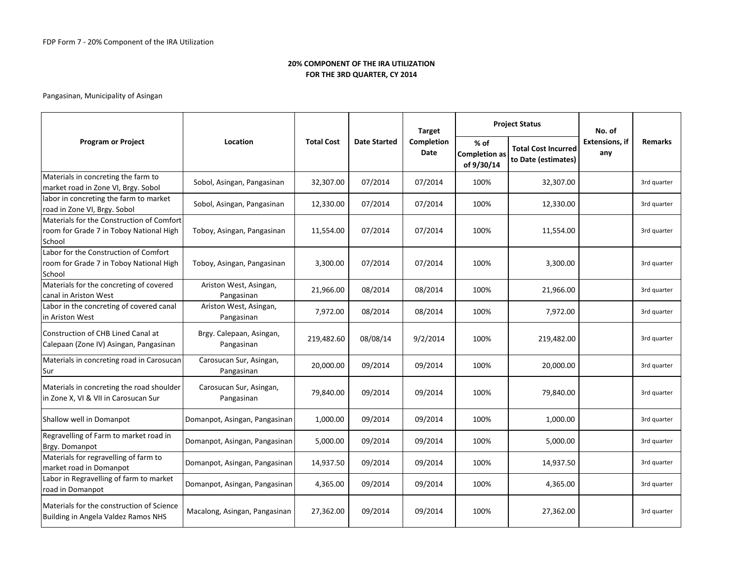FDP Form 7 - 20% Component of the IRA Utilization

**20% COMPONENT OF THE IRA UTILIZATION**
**FOR THE 3RD QUARTER, CY 2014**

Pangasinan, Municipality of Asingan

| Program or Project | Location | Total Cost | Date Started | Target Completion Date | Project Status | | No. of Extensions, if any | Remarks |
|---|---|---|---|---|---|---|---|---|
| | | | | | % of Completion as of 9/30/14 | Total Cost Incurred to Date (estimates) | | |
| Materials in concreting the farm to market road in Zone VI, Brgy. Sobol | Sobol, Asingan, Pangasinan | 32,307.00 | 07/2014 | 07/2014 | 100% | 32,307.00 | | 3rd quarter |
| labor in concreting the farm to market road in Zone VI, Brgy. Sobol | Sobol, Asingan, Pangasinan | 12,330.00 | 07/2014 | 07/2014 | 100% | 12,330.00 | | 3rd quarter |
| Materials for the Construction of Comfort room for Grade 7 in Toboy National High School | Toboy, Asingan, Pangasinan | 11,554.00 | 07/2014 | 07/2014 | 100% | 11,554.00 | | 3rd quarter |
| Labor for the Construction of Comfort room for Grade 7 in Toboy National High School | Toboy, Asingan, Pangasinan | 3,300.00 | 07/2014 | 07/2014 | 100% | 3,300.00 | | 3rd quarter |
| Materials for the concreting of covered canal in Ariston West | Ariston West, Asingan, Pangasinan | 21,966.00 | 08/2014 | 08/2014 | 100% | 21,966.00 | | 3rd quarter |
| Labor in the concreting of covered canal in Ariston West | Ariston West, Asingan, Pangasinan | 7,972.00 | 08/2014 | 08/2014 | 100% | 7,972.00 | | 3rd quarter |
| Construction of CHB Lined Canal at Calepaan (Zone IV) Asingan, Pangasinan | Brgy. Calepaan, Asingan, Pangasinan | 219,482.60 | 08/08/14 | 9/2/2014 | 100% | 219,482.00 | | 3rd quarter |
| Materials in concreting road in Carosucan Sur | Carosucan Sur, Asingan, Pangasinan | 20,000.00 | 09/2014 | 09/2014 | 100% | 20,000.00 | | 3rd quarter |
| Materials in concreting the road shoulder in Zone X, VI & VII in Carosucan Sur | Carosucan Sur, Asingan, Pangasinan | 79,840.00 | 09/2014 | 09/2014 | 100% | 79,840.00 | | 3rd quarter |
| Shallow well in Domanpot | Domanpot, Asingan, Pangasinan | 1,000.00 | 09/2014 | 09/2014 | 100% | 1,000.00 | | 3rd quarter |
| Regravelling of Farm to market road in Brgy. Domanpot | Domanpot, Asingan, Pangasinan | 5,000.00 | 09/2014 | 09/2014 | 100% | 5,000.00 | | 3rd quarter |
| Materials for regravelling of farm to market road in Domanpot | Domanpot, Asingan, Pangasinan | 14,937.50 | 09/2014 | 09/2014 | 100% | 14,937.50 | | 3rd quarter |
| Labor in Regravelling of farm to market road in Domanpot | Domanpot, Asingan, Pangasinan | 4,365.00 | 09/2014 | 09/2014 | 100% | 4,365.00 | | 3rd quarter |
| Materials for the construction of Science Building in Angela Valdez Ramos NHS | Macalong, Asingan, Pangasinan | 27,362.00 | 09/2014 | 09/2014 | 100% | 27,362.00 | | 3rd quarter |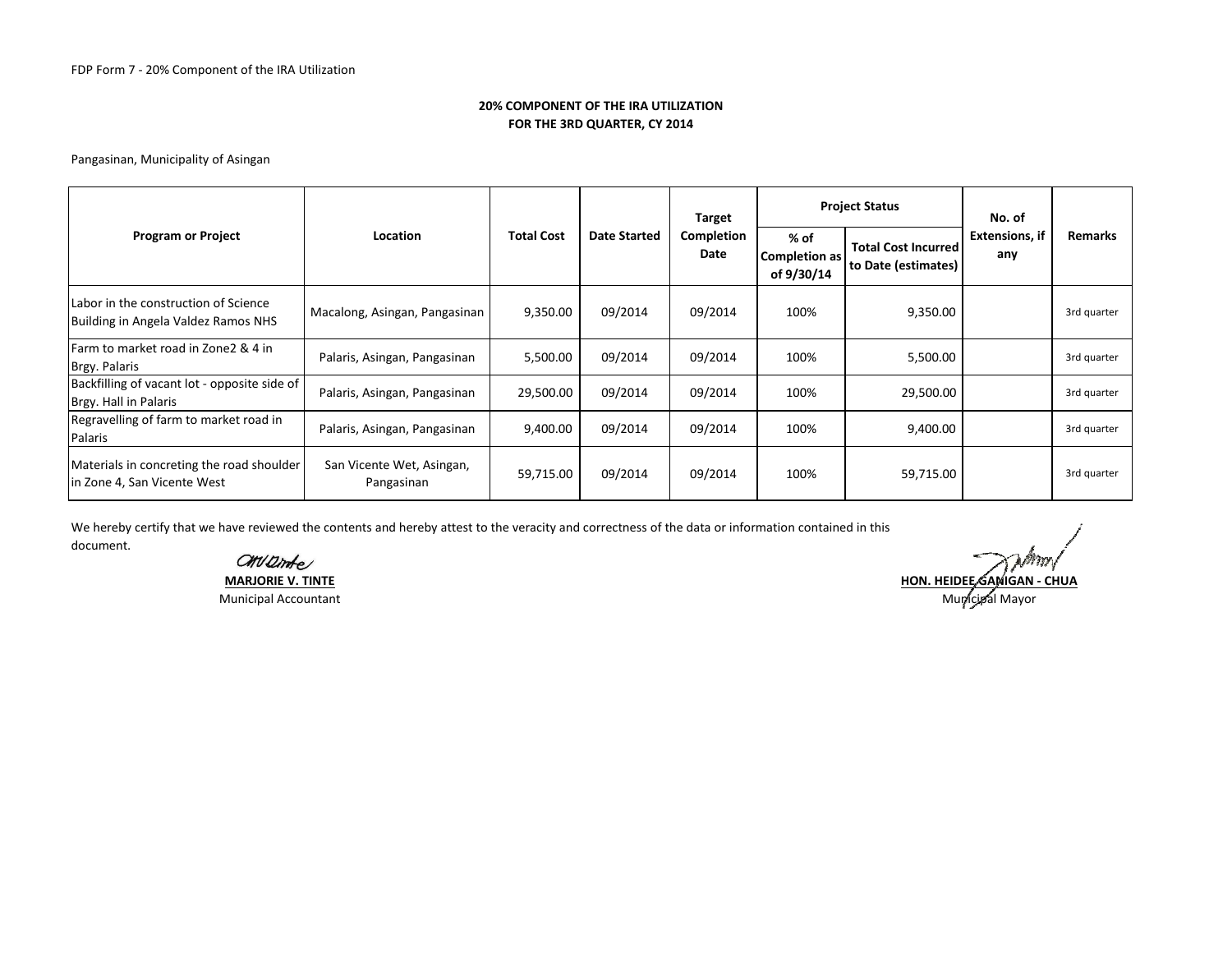FDP Form 7 - 20% Component of the IRA Utilization

**20% COMPONENT OF THE IRA UTILIZATION**
**FOR THE 3RD QUARTER, CY 2014**

Pangasinan, Municipality of Asingan

| Program or Project | Location | Total Cost | Date Started | Target Completion Date | Project Status | | No. of Extensions, if any | Remarks |
|---|---|---|---|---|---|---|---|---|
| | | | | | % of Completion as of 9/30/14 | Total Cost Incurred to Date (estimates) | | |
| Labor in the construction of Science Building in Angela Valdez Ramos NHS | Macalong, Asingan, Pangasinan | 9,350.00 | 09/2014 | 09/2014 | 100% | 9,350.00 | | 3rd quarter |
| Farm to market road in Zone2 & 4 in Brgy. Palaris | Palaris, Asingan, Pangasinan | 5,500.00 | 09/2014 | 09/2014 | 100% | 5,500.00 | | 3rd quarter |
| Backfilling of vacant lot - opposite side of Brgy. Hall in Palaris | Palaris, Asingan, Pangasinan | 29,500.00 | 09/2014 | 09/2014 | 100% | 29,500.00 | | 3rd quarter |
| Regravelling of farm to market road in Palaris | Palaris, Asingan, Pangasinan | 9,400.00 | 09/2014 | 09/2014 | 100% | 9,400.00 | | 3rd quarter |
| Materials in concreting the road shoulder in Zone 4, San Vicente West | San Vicente Wet, Asingan, Pangasinan | 59,715.00 | 09/2014 | 09/2014 | 100% | 59,715.00 | | 3rd quarter |

We hereby certify that we have reviewed the contents and hereby attest to the veracity and correctness of the data or information contained in this document.

**MARJORIE V. TINTE**
Municipal Accountant

**HON. HEIDEE GANIGAN - CHUA**
Municipal Mayor